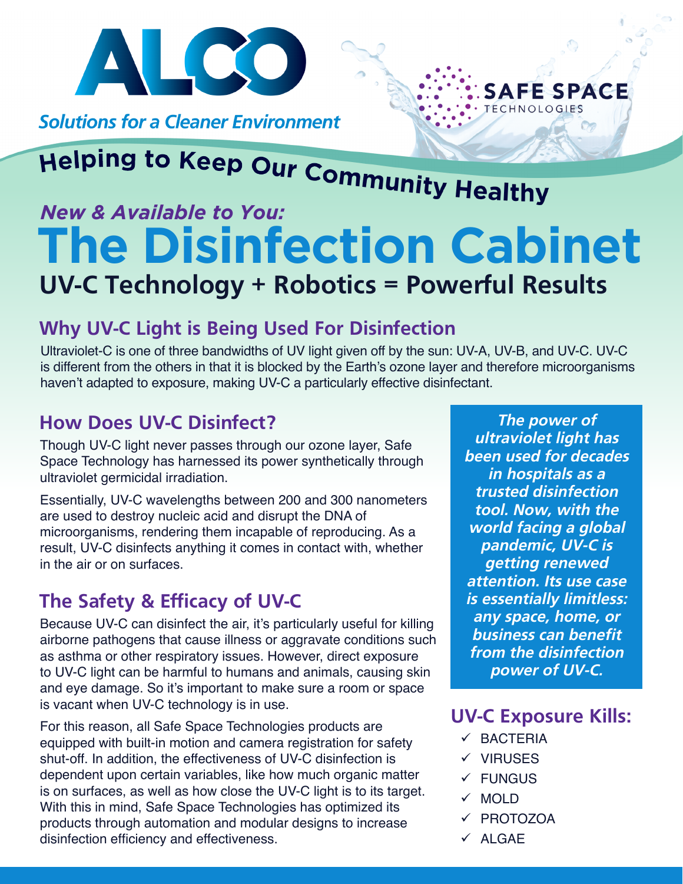ALCO

*Solutions for a Cleaner Environment*

SAFE SPACE TECHNOLOGIES

# Helping to Keep Our Community Healthy

***New & Available to You:***

# The Disinfection Cabinet

## UV-C Technology + Robotics = Powerful Results

## Why UV-C Light is Being Used For Disinfection

Ultraviolet-C is one of three bandwidths of UV light given off by the sun: UV-A, UV-B, and UV-C. UV-C is different from the others in that it is blocked by the Earth's ozone layer and therefore microorganisms haven't adapted to exposure, making UV-C a particularly effective disinfectant.

## How Does UV-C Disinfect?

Though UV-C light never passes through our ozone layer, Safe Space Technology has harnessed its power synthetically through ultraviolet germicidal irradiation.

Essentially, UV-C wavelengths between 200 and 300 nanometers are used to destroy nucleic acid and disrupt the DNA of microorganisms, rendering them incapable of reproducing. As a result, UV-C disinfects anything it comes in contact with, whether in the air or on surfaces.

## The Safety & Efficacy of UV-C

Because UV-C can disinfect the air, it's particularly useful for killing airborne pathogens that cause illness or aggravate conditions such as asthma or other respiratory issues. However, direct exposure to UV-C light can be harmful to humans and animals, causing skin and eye damage. So it's important to make sure a room or space is vacant when UV-C technology is in use.

For this reason, all Safe Space Technologies products are equipped with built-in motion and camera registration for safety shut-off. In addition, the effectiveness of UV-C disinfection is dependent upon certain variables, like how much organic matter is on surfaces, as well as how close the UV-C light is to its target. With this in mind, Safe Space Technologies has optimized its products through automation and modular designs to increase disinfection efficiency and effectiveness.

***The power of ultraviolet light has been used for decades in hospitals as a trusted disinfection tool. Now, with the world facing a global pandemic, UV-C is getting renewed attention. Its use case is essentially limitless: any space, home, or business can benefit from the disinfection power of UV-C.***

## UV-C Exposure Kills:

- ✓ BACTERIA
- ✓ VIRUSES
- ✓ FUNGUS
- ✓ MOLD
- ✓ PROTOZOA
- ✓ ALGAE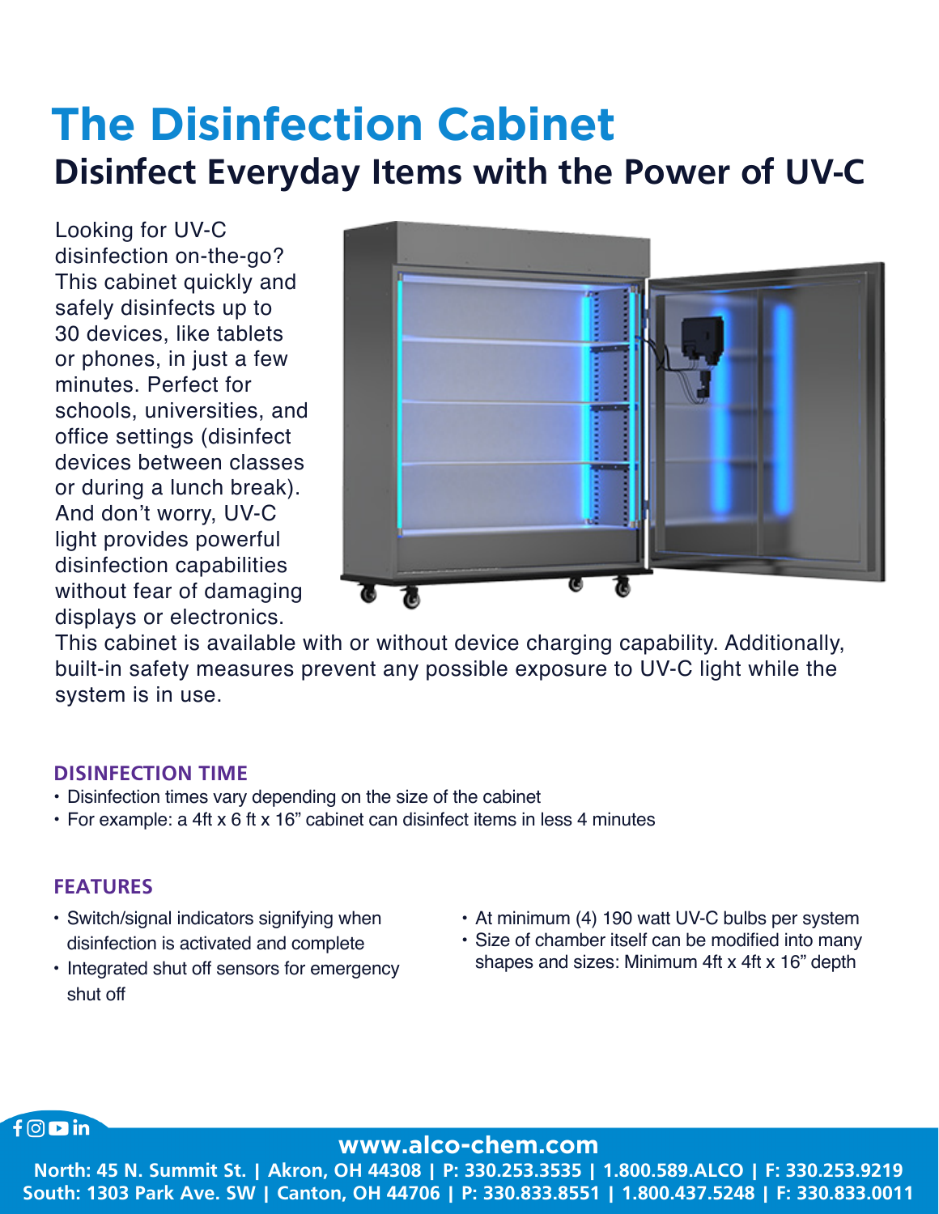# The Disinfection Cabinet

## Disinfect Everyday Items with the Power of UV-C

Looking for UV-C disinfection on-the-go? This cabinet quickly and safely disinfects up to 30 devices, like tablets or phones, in just a few minutes. Perfect for schools, universities, and office settings (disinfect devices between classes or during a lunch break). And don't worry, UV-C light provides powerful disinfection capabilities without fear of damaging displays or electronics. This cabinet is available with or without device charging capability. Additionally, built-in safety measures prevent any possible exposure to UV-C light while the system is in use.

### DISINFECTION TIME

- Disinfection times vary depending on the size of the cabinet
- For example: a 4ft x 6 ft x 16" cabinet can disinfect items in less 4 minutes

### FEATURES

- Switch/signal indicators signifying when disinfection is activated and complete
- Integrated shut off sensors for emergency shut off
- At minimum (4) 190 watt UV-C bulbs per system
- Size of chamber itself can be modified into many shapes and sizes: Minimum 4ft x 4ft x 16" depth

**www.alco-chem.com**

**North: 45 N. Summit St. | Akron, OH 44308 | P: 330.253.3535 | 1.800.589.ALCO | F: 330.253.9219**
**South: 1303 Park Ave. SW | Canton, OH 44706 | P: 330.833.8551 | 1.800.437.5248 | F: 330.833.0011**